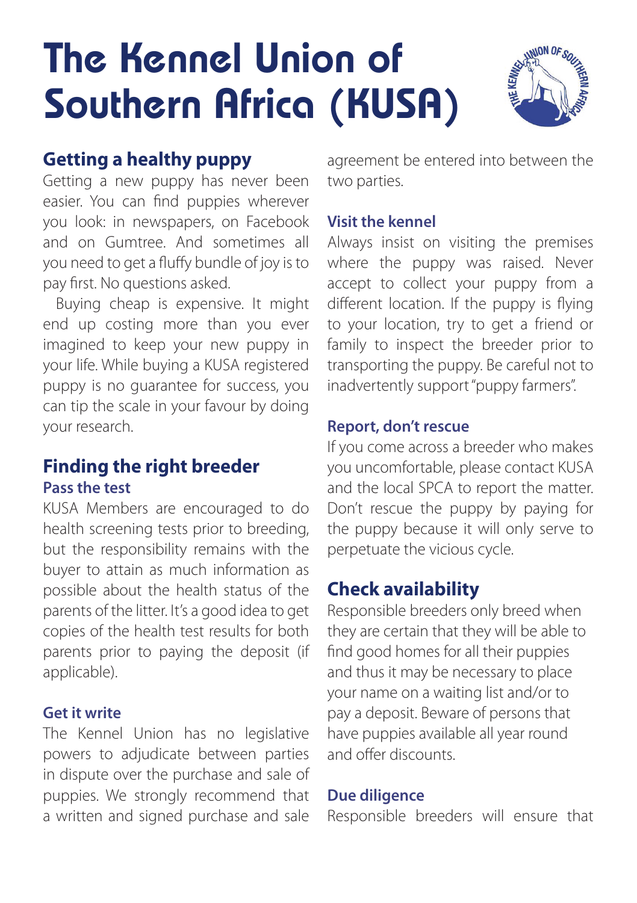# The Kennel Union of Southern Africa (KUSA)

## Getting a healthy puppy

Getting a new puppy has never been easier. You can find puppies wherever you look: in newspapers, on Facebook and on Gumtree. And sometimes all you need to get a fluffy bundle of joy is to pay first. No questions asked.

Buying cheap is expensive. It might end up costing more than you ever imagined to keep your new puppy in your life. While buying a KUSA registered puppy is no guarantee for success, you can tip the scale in your favour by doing your research.

## Finding the right breeder

### Pass the test

KUSA Members are encouraged to do health screening tests prior to breeding, but the responsibility remains with the buyer to attain as much information as possible about the health status of the parents of the litter. It's a good idea to get copies of the health test results for both parents prior to paying the deposit (if applicable).

### Get it write

The Kennel Union has no legislative powers to adjudicate between parties in dispute over the purchase and sale of puppies. We strongly recommend that a written and signed purchase and sale agreement be entered into between the two parties.

### Visit the kennel

Always insist on visiting the premises where the puppy was raised. Never accept to collect your puppy from a different location. If the puppy is flying to your location, try to get a friend or family to inspect the breeder prior to transporting the puppy. Be careful not to inadvertently support "puppy farmers".

### Report, don't rescue

If you come across a breeder who makes you uncomfortable, please contact KUSA and the local SPCA to report the matter. Don't rescue the puppy by paying for the puppy because it will only serve to perpetuate the vicious cycle.

## Check availability

Responsible breeders only breed when they are certain that they will be able to find good homes for all their puppies and thus it may be necessary to place your name on a waiting list and/or to pay a deposit. Beware of persons that have puppies available all year round and offer discounts.

### Due diligence

Responsible breeders will ensure that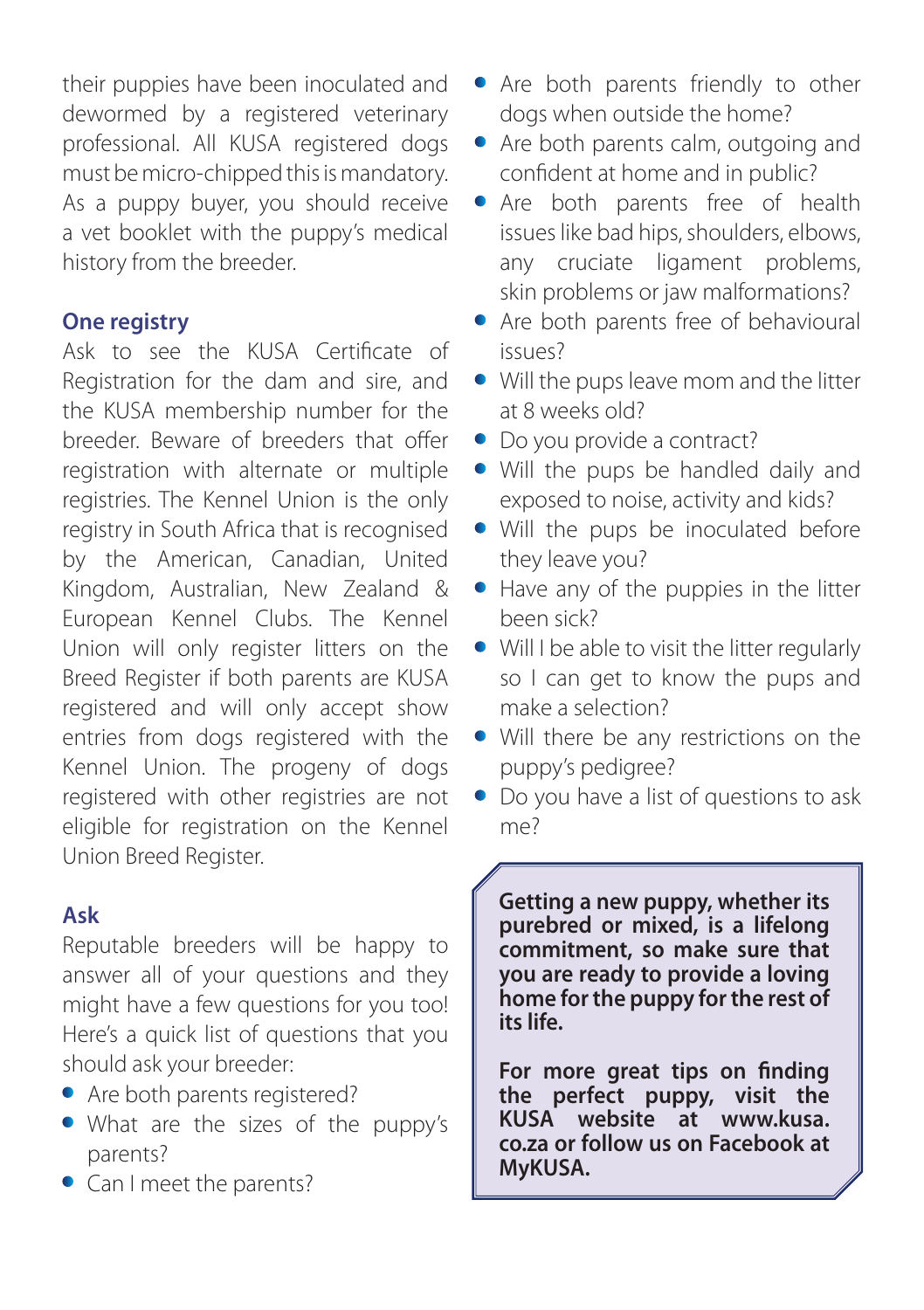their puppies have been inoculated and dewormed by a registered veterinary professional. All KUSA registered dogs must be micro-chipped this is mandatory. As a puppy buyer, you should receive a vet booklet with the puppy's medical history from the breeder.

### One registry

Ask to see the KUSA Certificate of Registration for the dam and sire, and the KUSA membership number for the breeder. Beware of breeders that offer registration with alternate or multiple registries. The Kennel Union is the only registry in South Africa that is recognised by the American, Canadian, United Kingdom, Australian, New Zealand & European Kennel Clubs. The Kennel Union will only register litters on the Breed Register if both parents are KUSA registered and will only accept show entries from dogs registered with the Kennel Union. The progeny of dogs registered with other registries are not eligible for registration on the Kennel Union Breed Register.

### Ask

Reputable breeders will be happy to answer all of your questions and they might have a few questions for you too! Here's a quick list of questions that you should ask your breeder:

- Are both parents registered?
- What are the sizes of the puppy's parents?
- Can I meet the parents?
- Are both parents friendly to other dogs when outside the home?
- Are both parents calm, outgoing and confident at home and in public?
- Are both parents free of health issues like bad hips, shoulders, elbows, any cruciate ligament problems, skin problems or jaw malformations?
- Are both parents free of behavioural issues?
- Will the pups leave mom and the litter at 8 weeks old?
- Do you provide a contract?
- Will the pups be handled daily and exposed to noise, activity and kids?
- Will the pups be inoculated before they leave you?
- Have any of the puppies in the litter been sick?
- Will I be able to visit the litter regularly so I can get to know the pups and make a selection?
- Will there be any restrictions on the puppy's pedigree?
- Do you have a list of questions to ask me?

**Getting a new puppy, whether its purebred or mixed, is a lifelong commitment, so make sure that you are ready to provide a loving home for the puppy for the rest of its life.**

**For more great tips on finding the perfect puppy, visit the KUSA website at www.kusa.co.za or follow us on Facebook at MyKUSA.**